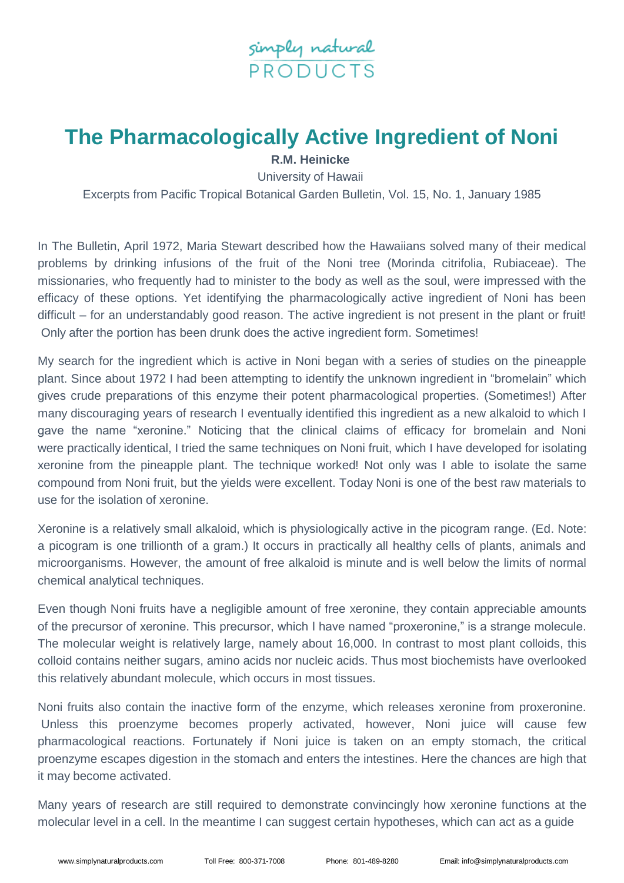simply natural PRODUCTS

# The Pharmacologically Active Ingredient of Noni

**R.M. Heinicke**

University of Hawaii

Excerpts from Pacific Tropical Botanical Garden Bulletin, Vol. 15, No. 1, January 1985

In The Bulletin, April 1972, Maria Stewart described how the Hawaiians solved many of their medical problems by drinking infusions of the fruit of the Noni tree (Morinda citrifolia, Rubiaceae). The missionaries, who frequently had to minister to the body as well as the soul, were impressed with the efficacy of these options. Yet identifying the pharmacologically active ingredient of Noni has been difficult – for an understandably good reason. The active ingredient is not present in the plant or fruit! Only after the portion has been drunk does the active ingredient form. Sometimes!

My search for the ingredient which is active in Noni began with a series of studies on the pineapple plant. Since about 1972 I had been attempting to identify the unknown ingredient in "bromelain" which gives crude preparations of this enzyme their potent pharmacological properties. (Sometimes!) After many discouraging years of research I eventually identified this ingredient as a new alkaloid to which I gave the name "xeronine." Noticing that the clinical claims of efficacy for bromelain and Noni were practically identical, I tried the same techniques on Noni fruit, which I have developed for isolating xeronine from the pineapple plant. The technique worked! Not only was I able to isolate the same compound from Noni fruit, but the yields were excellent. Today Noni is one of the best raw materials to use for the isolation of xeronine.

Xeronine is a relatively small alkaloid, which is physiologically active in the picogram range. (Ed. Note: a picogram is one trillionth of a gram.) It occurs in practically all healthy cells of plants, animals and microorganisms. However, the amount of free alkaloid is minute and is well below the limits of normal chemical analytical techniques.

Even though Noni fruits have a negligible amount of free xeronine, they contain appreciable amounts of the precursor of xeronine. This precursor, which I have named "proxeronine," is a strange molecule. The molecular weight is relatively large, namely about 16,000. In contrast to most plant colloids, this colloid contains neither sugars, amino acids nor nucleic acids. Thus most biochemists have overlooked this relatively abundant molecule, which occurs in most tissues.

Noni fruits also contain the inactive form of the enzyme, which releases xeronine from proxeronine. Unless this proenzyme becomes properly activated, however, Noni juice will cause few pharmacological reactions. Fortunately if Noni juice is taken on an empty stomach, the critical proenzyme escapes digestion in the stomach and enters the intestines. Here the chances are high that it may become activated.

Many years of research are still required to demonstrate convincingly how xeronine functions at the molecular level in a cell. In the meantime I can suggest certain hypotheses, which can act as a guide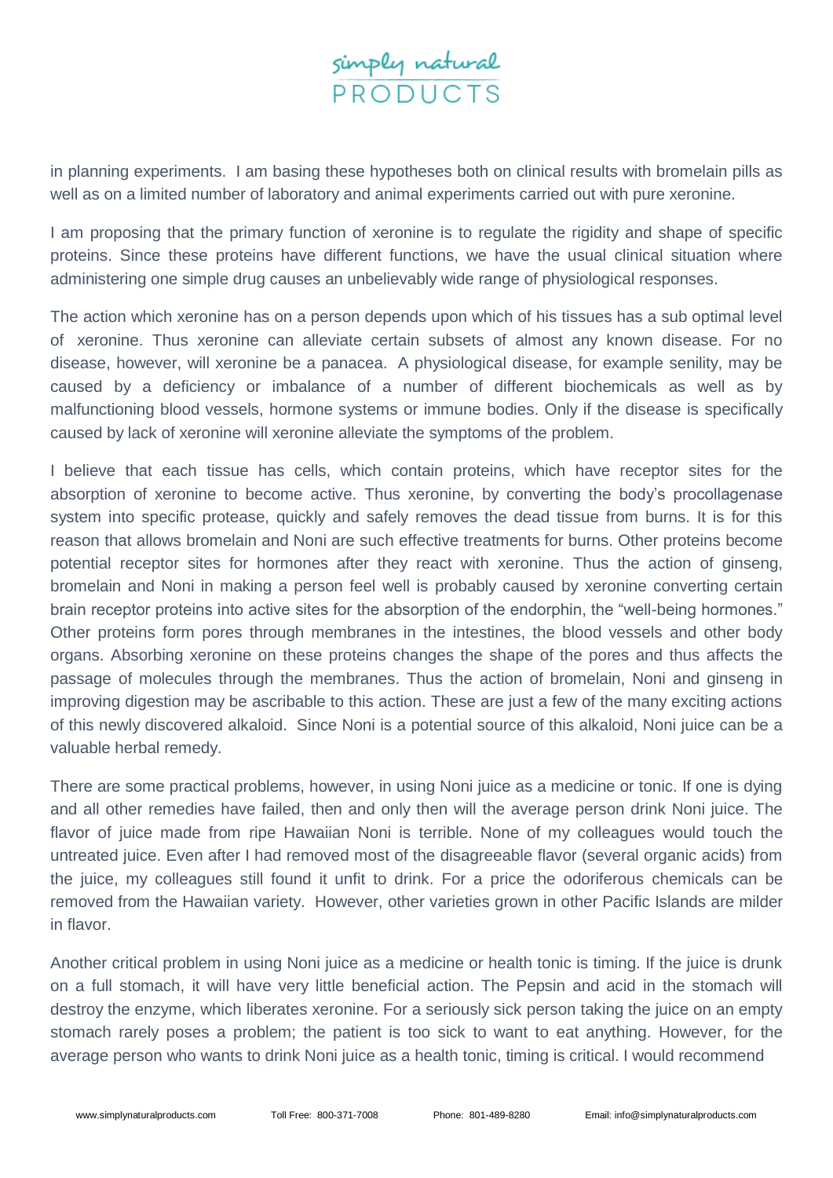in planning experiments. I am basing these hypotheses both on clinical results with bromelain pills as well as on a limited number of laboratory and animal experiments carried out with pure xeronine.

I am proposing that the primary function of xeronine is to regulate the rigidity and shape of specific proteins. Since these proteins have different functions, we have the usual clinical situation where administering one simple drug causes an unbelievably wide range of physiological responses.

The action which xeronine has on a person depends upon which of his tissues has a sub optimal level of xeronine. Thus xeronine can alleviate certain subsets of almost any known disease. For no disease, however, will xeronine be a panacea. A physiological disease, for example senility, may be caused by a deficiency or imbalance of a number of different biochemicals as well as by malfunctioning blood vessels, hormone systems or immune bodies. Only if the disease is specifically caused by lack of xeronine will xeronine alleviate the symptoms of the problem.

I believe that each tissue has cells, which contain proteins, which have receptor sites for the absorption of xeronine to become active. Thus xeronine, by converting the body's procollagenase system into specific protease, quickly and safely removes the dead tissue from burns. It is for this reason that allows bromelain and Noni are such effective treatments for burns. Other proteins become potential receptor sites for hormones after they react with xeronine. Thus the action of ginseng, bromelain and Noni in making a person feel well is probably caused by xeronine converting certain brain receptor proteins into active sites for the absorption of the endorphin, the "well-being hormones." Other proteins form pores through membranes in the intestines, the blood vessels and other body organs. Absorbing xeronine on these proteins changes the shape of the pores and thus affects the passage of molecules through the membranes. Thus the action of bromelain, Noni and ginseng in improving digestion may be ascribable to this action. These are just a few of the many exciting actions of this newly discovered alkaloid. Since Noni is a potential source of this alkaloid, Noni juice can be a valuable herbal remedy.

There are some practical problems, however, in using Noni juice as a medicine or tonic. If one is dying and all other remedies have failed, then and only then will the average person drink Noni juice. The flavor of juice made from ripe Hawaiian Noni is terrible. None of my colleagues would touch the untreated juice. Even after I had removed most of the disagreeable flavor (several organic acids) from the juice, my colleagues still found it unfit to drink. For a price the odoriferous chemicals can be removed from the Hawaiian variety. However, other varieties grown in other Pacific Islands are milder in flavor.

Another critical problem in using Noni juice as a medicine or health tonic is timing. If the juice is drunk on a full stomach, it will have very little beneficial action. The Pepsin and acid in the stomach will destroy the enzyme, which liberates xeronine. For a seriously sick person taking the juice on an empty stomach rarely poses a problem; the patient is too sick to want to eat anything. However, for the average person who wants to drink Noni juice as a health tonic, timing is critical. I would recommend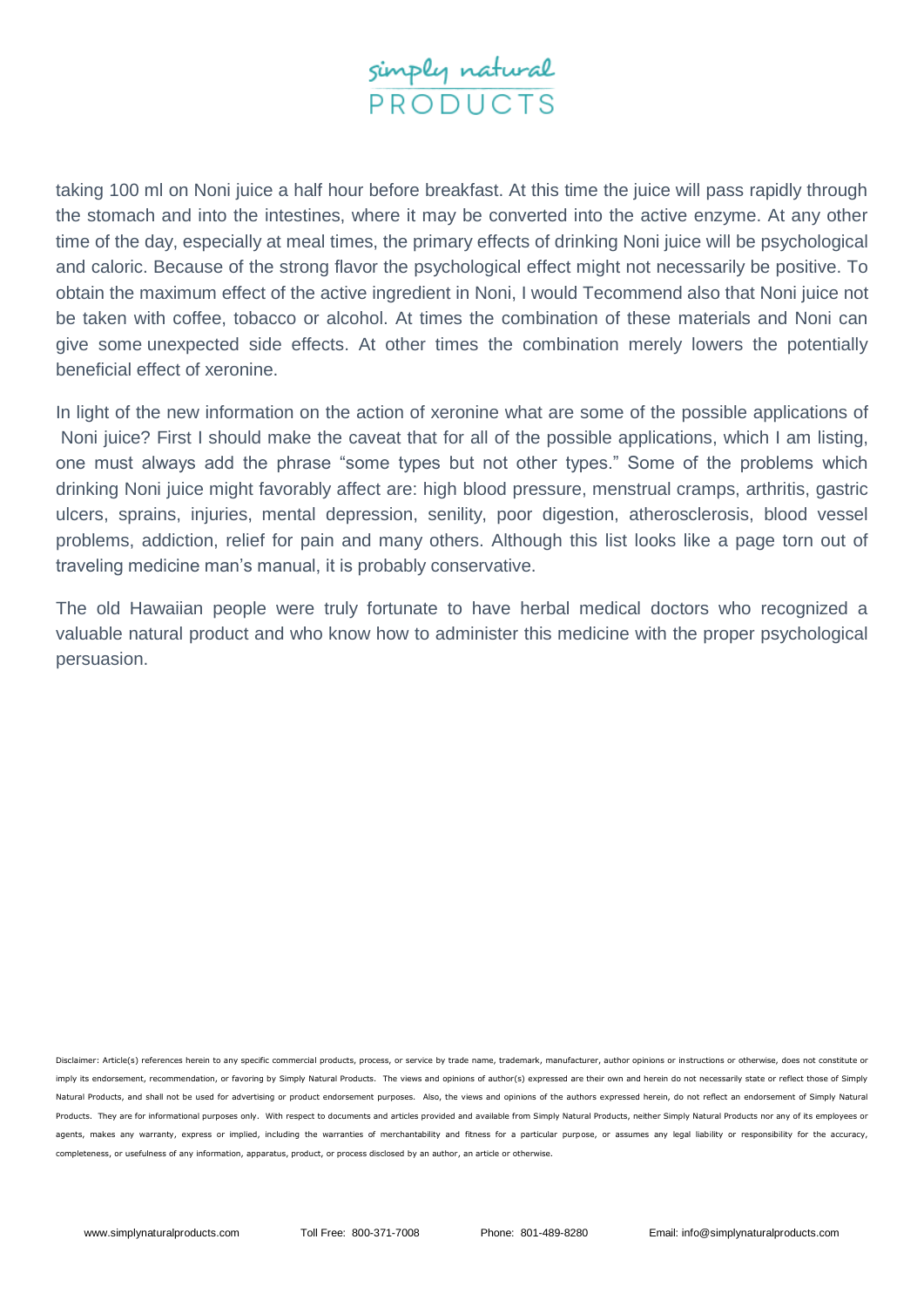taking 100 ml on Noni juice a half hour before breakfast. At this time the juice will pass rapidly through the stomach and into the intestines, where it may be converted into the active enzyme. At any other time of the day, especially at meal times, the primary effects of drinking Noni juice will be psychological and caloric. Because of the strong flavor the psychological effect might not necessarily be positive. To obtain the maximum effect of the active ingredient in Noni, I would Tecommend also that Noni juice not be taken with coffee, tobacco or alcohol. At times the combination of these materials and Noni can give some unexpected side effects. At other times the combination merely lowers the potentially beneficial effect of xeronine.

In light of the new information on the action of xeronine what are some of the possible applications of Noni juice? First I should make the caveat that for all of the possible applications, which I am listing, one must always add the phrase "some types but not other types." Some of the problems which drinking Noni juice might favorably affect are: high blood pressure, menstrual cramps, arthritis, gastric ulcers, sprains, injuries, mental depression, senility, poor digestion, atherosclerosis, blood vessel problems, addiction, relief for pain and many others. Although this list looks like a page torn out of traveling medicine man's manual, it is probably conservative.

The old Hawaiian people were truly fortunate to have herbal medical doctors who recognized a valuable natural product and who know how to administer this medicine with the proper psychological persuasion.

Disclaimer: Article(s) references herein to any specific commercial products, process, or service by trade name, trademark, manufacturer, author opinions or instructions or otherwise, does not constitute or imply its endorsement, recommendation, or favoring by Simply Natural Products. The views and opinions of author(s) expressed are their own and herein do not necessarily state or reflect those of Simply Natural Products, and shall not be used for advertising or product endorsement purposes. Also, the views and opinions of the authors expressed herein, do not reflect an endorsement of Simply Natural Products. They are for informational purposes only. With respect to documents and articles provided and available from Simply Natural Products, neither Simply Natural Products nor any of its employees or agents, makes any warranty, express or implied, including the warranties of merchantability and fitness for a particular purpose, or assumes any legal liability or responsibility for the accuracy, completeness, or usefulness of any information, apparatus, product, or process disclosed by an author, an article or otherwise.